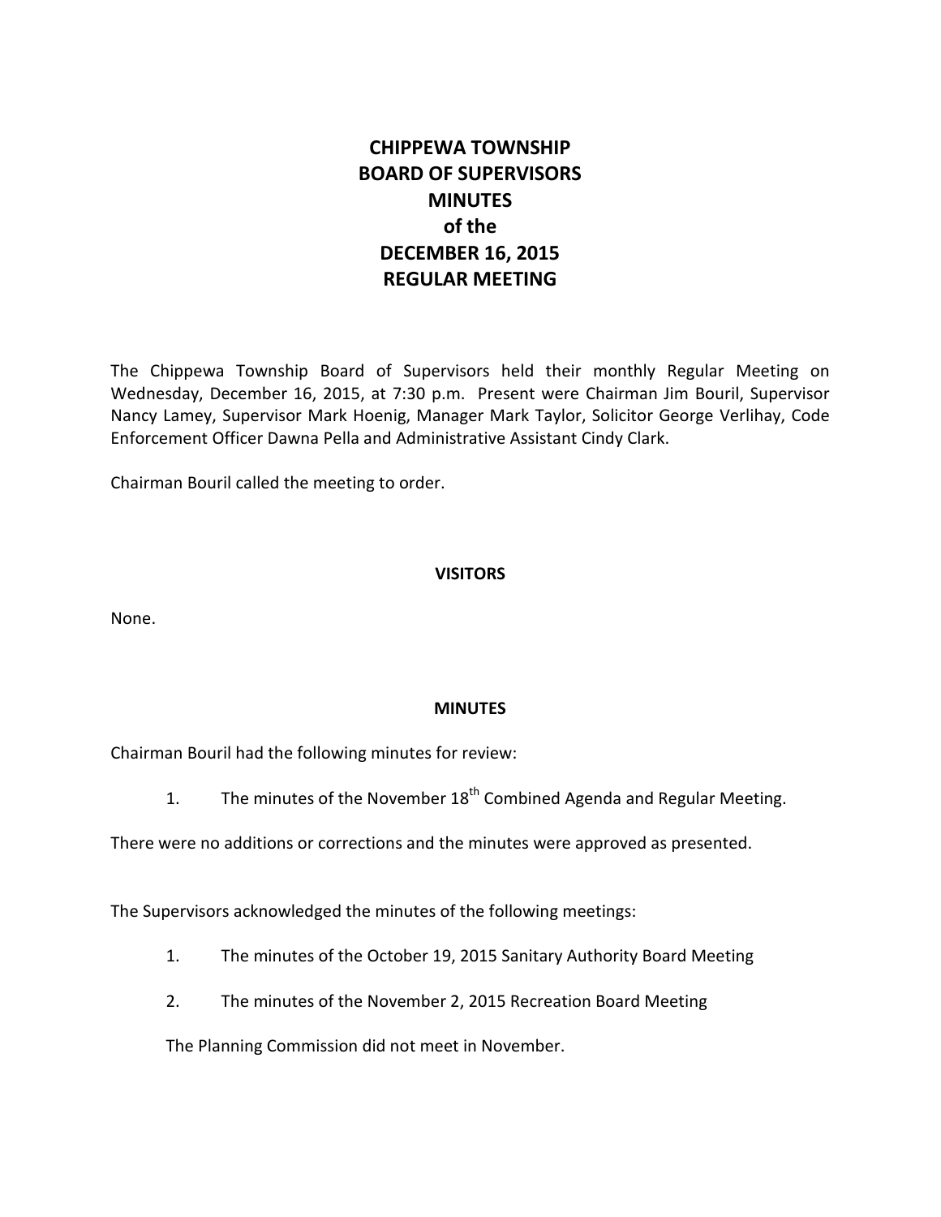# CHIPPEWA TOWNSHIP
# BOARD OF SUPERVISORS
# MINUTES
# of the
# DECEMBER 16, 2015
# REGULAR MEETING

The Chippewa Township Board of Supervisors held their monthly Regular Meeting on Wednesday, December 16, 2015, at 7:30 p.m. Present were Chairman Jim Bouril, Supervisor Nancy Lamey, Supervisor Mark Hoenig, Manager Mark Taylor, Solicitor George Verlihay, Code Enforcement Officer Dawna Pella and Administrative Assistant Cindy Clark.

Chairman Bouril called the meeting to order.

## VISITORS

None.

## MINUTES

Chairman Bouril had the following minutes for review:

1. The minutes of the November 18th Combined Agenda and Regular Meeting.

There were no additions or corrections and the minutes were approved as presented.

The Supervisors acknowledged the minutes of the following meetings:

1. The minutes of the October 19, 2015 Sanitary Authority Board Meeting
2. The minutes of the November 2, 2015 Recreation Board Meeting

The Planning Commission did not meet in November.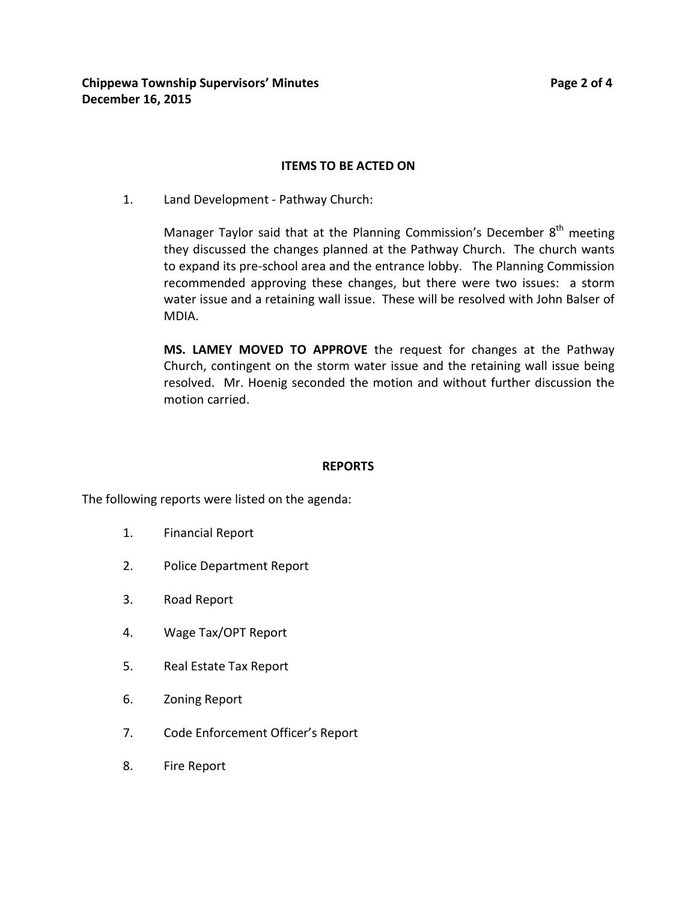## ITEMS TO BE ACTED ON

1. Land Development - Pathway Church:

   Manager Taylor said that at the Planning Commission's December 8th meeting they discussed the changes planned at the Pathway Church. The church wants to expand its pre-school area and the entrance lobby. The Planning Commission recommended approving these changes, but there were two issues: a storm water issue and a retaining wall issue. These will be resolved with John Balser of MDIA.

   **MS. LAMEY MOVED TO APPROVE** the request for changes at the Pathway Church, contingent on the storm water issue and the retaining wall issue being resolved. Mr. Hoenig seconded the motion and without further discussion the motion carried.

## REPORTS

The following reports were listed on the agenda:

1. Financial Report
2. Police Department Report
3. Road Report
4. Wage Tax/OPT Report
5. Real Estate Tax Report
6. Zoning Report
7. Code Enforcement Officer's Report
8. Fire Report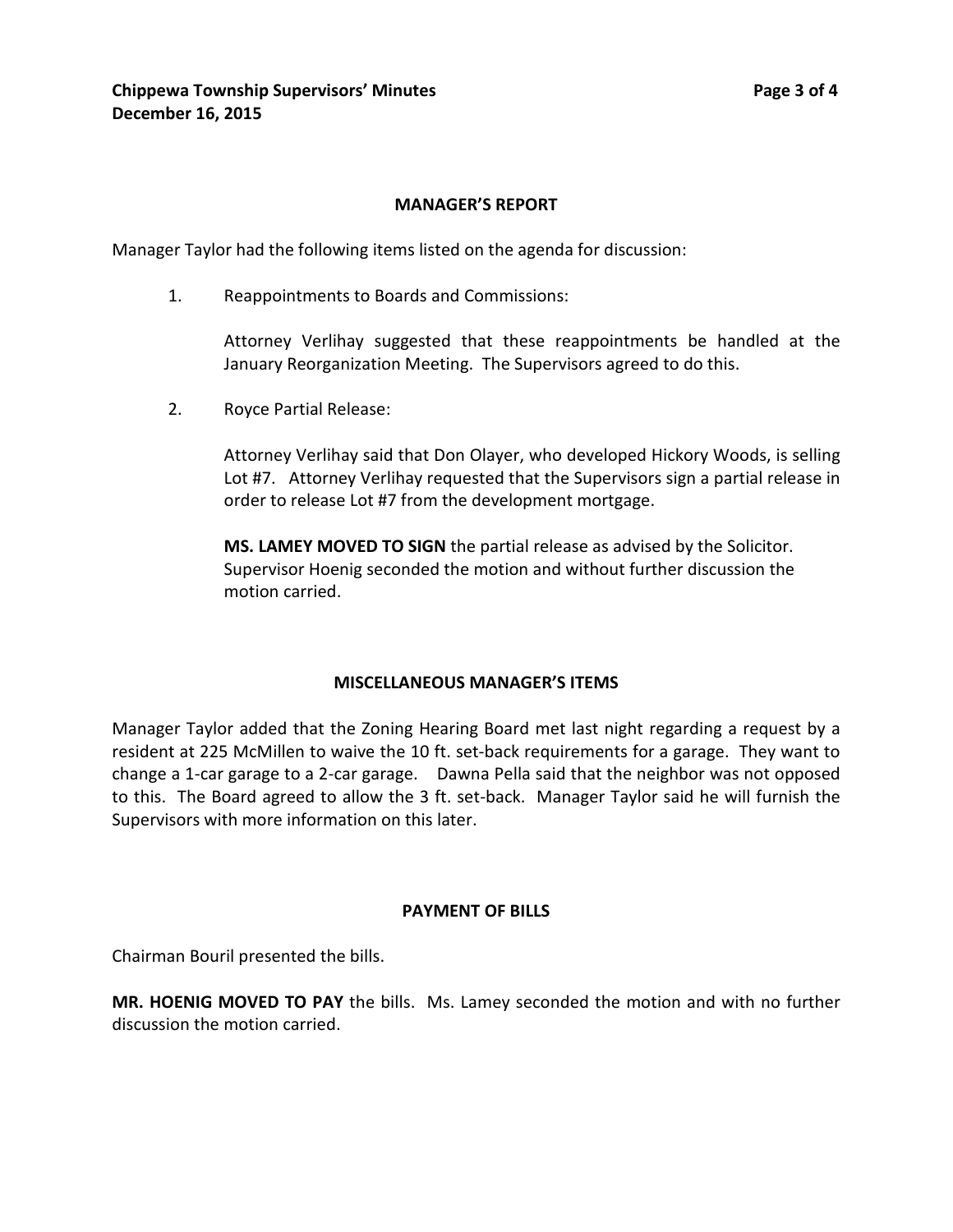## MANAGER'S REPORT

Manager Taylor had the following items listed on the agenda for discussion:

1. Reappointments to Boards and Commissions:

   Attorney Verlihay suggested that these reappointments be handled at the January Reorganization Meeting. The Supervisors agreed to do this.

2. Royce Partial Release:

   Attorney Verlihay said that Don Olayer, who developed Hickory Woods, is selling Lot #7. Attorney Verlihay requested that the Supervisors sign a partial release in order to release Lot #7 from the development mortgage.

   **MS. LAMEY MOVED TO SIGN** the partial release as advised by the Solicitor. Supervisor Hoenig seconded the motion and without further discussion the motion carried.

## MISCELLANEOUS MANAGER'S ITEMS

Manager Taylor added that the Zoning Hearing Board met last night regarding a request by a resident at 225 McMillen to waive the 10 ft. set-back requirements for a garage. They want to change a 1-car garage to a 2-car garage. Dawna Pella said that the neighbor was not opposed to this. The Board agreed to allow the 3 ft. set-back. Manager Taylor said he will furnish the Supervisors with more information on this later.

## PAYMENT OF BILLS

Chairman Bouril presented the bills.

**MR. HOENIG MOVED TO PAY** the bills. Ms. Lamey seconded the motion and with no further discussion the motion carried.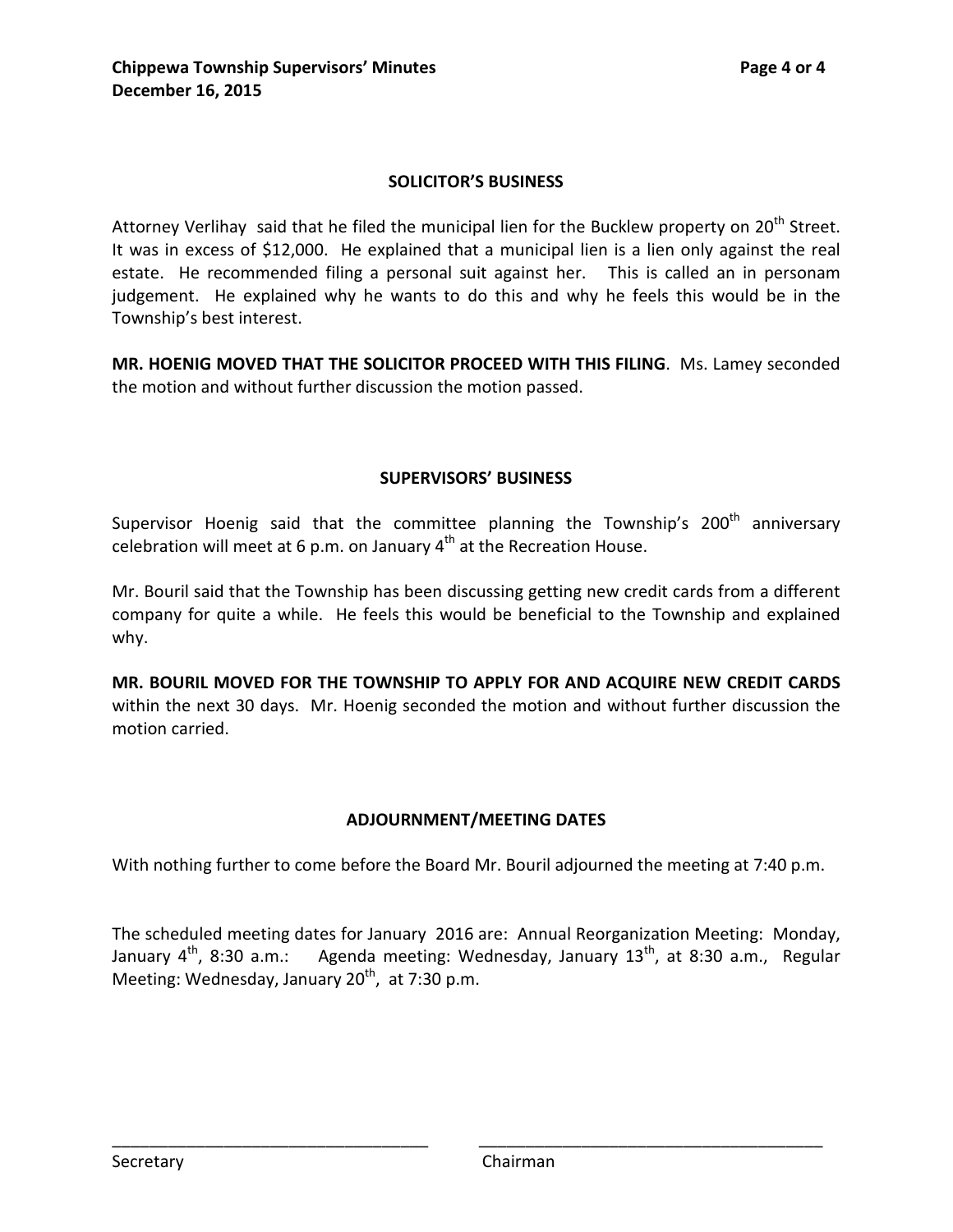### SOLICITOR'S BUSINESS

Attorney Verlihay said that he filed the municipal lien for the Bucklew property on 20th Street. It was in excess of $12,000. He explained that a municipal lien is a lien only against the real estate. He recommended filing a personal suit against her. This is called an in personam judgement. He explained why he wants to do this and why he feels this would be in the Township's best interest.

**MR. HOENIG MOVED THAT THE SOLICITOR PROCEED WITH THIS FILING**. Ms. Lamey seconded the motion and without further discussion the motion passed.

### SUPERVISORS' BUSINESS

Supervisor Hoenig said that the committee planning the Township's 200th anniversary celebration will meet at 6 p.m. on January 4th at the Recreation House.

Mr. Bouril said that the Township has been discussing getting new credit cards from a different company for quite a while. He feels this would be beneficial to the Township and explained why.

**MR. BOURIL MOVED FOR THE TOWNSHIP TO APPLY FOR AND ACQUIRE NEW CREDIT CARDS** within the next 30 days. Mr. Hoenig seconded the motion and without further discussion the motion carried.

### ADJOURNMENT/MEETING DATES

With nothing further to come before the Board Mr. Bouril adjourned the meeting at 7:40 p.m.

The scheduled meeting dates for January 2016 are: Annual Reorganization Meeting: Monday, January 4th, 8:30 a.m.: Agenda meeting: Wednesday, January 13th, at 8:30 a.m., Regular Meeting: Wednesday, January 20th, at 7:30 p.m.

\_\_\_\_\_\_\_\_\_\_\_\_\_\_\_\_\_\_\_\_\_\_\_\_\_\_\_\_\_\_\_\_\_\_\_ \_\_\_\_\_\_\_\_\_\_\_\_\_\_\_\_\_\_\_\_\_\_\_\_\_\_\_\_\_\_\_\_\_\_\_\_\_\_\_

Secretary Chairman